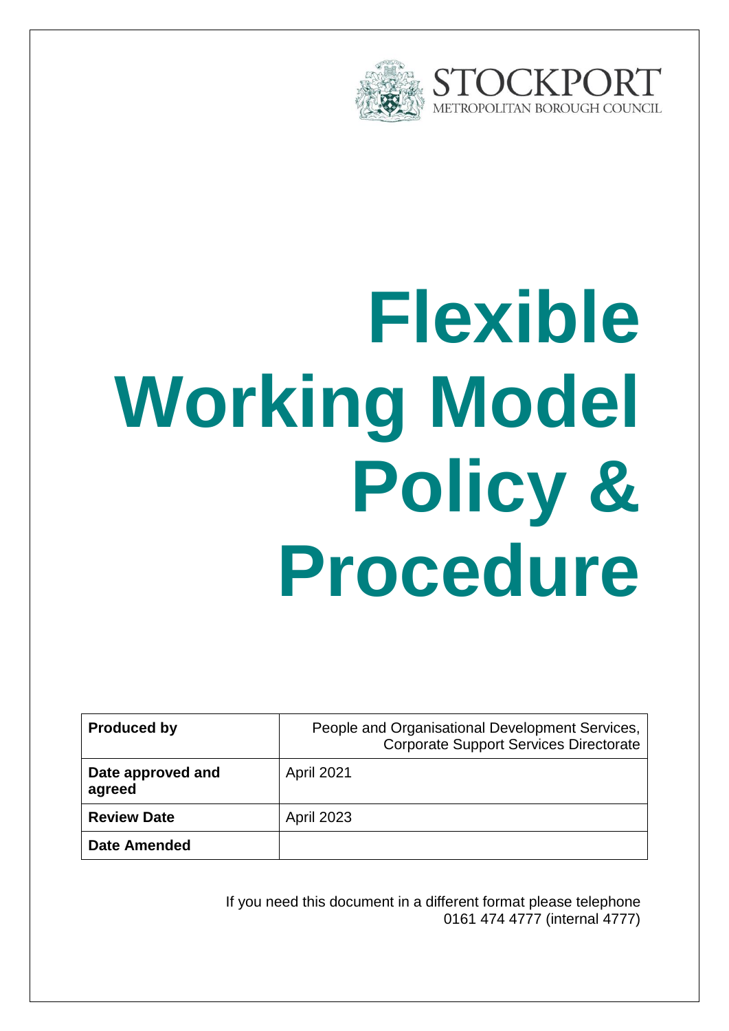STOCKPORT
METROPOLITAN BOROUGH COUNCIL

# Flexible Working Model Policy & Procedure

| **Produced by** | People and Organisational Development Services, Corporate Support Services Directorate |
|---|---|
| **Date approved and agreed** | April 2021 |
| **Review Date** | April 2023 |
| **Date Amended** | |

If you need this document in a different format please telephone 0161 474 4777 (internal 4777)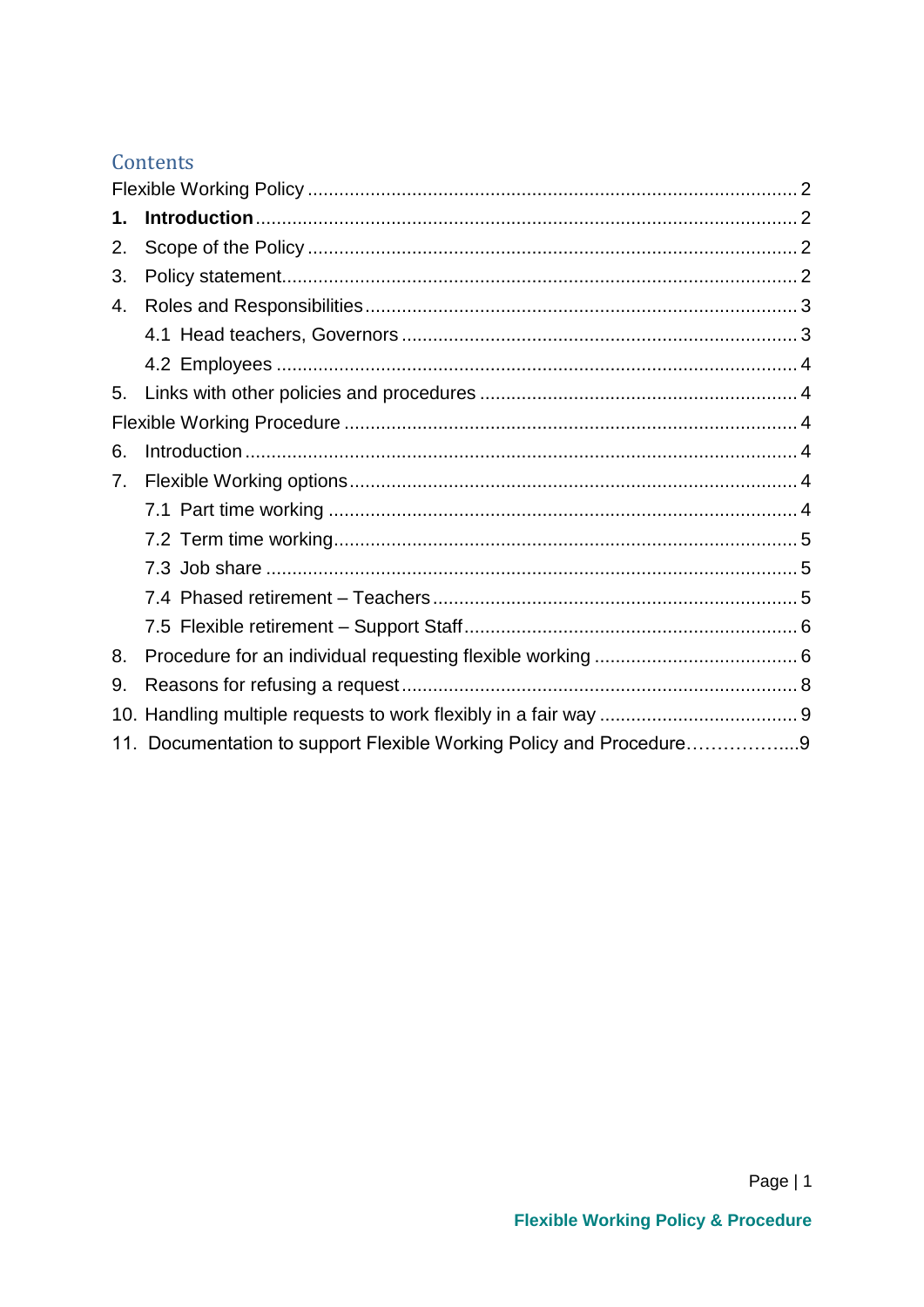## Contents

Flexible Working Policy ............................................................................................ 2

**1. Introduction** ....................................................................................................... 2

2. Scope of the Policy ............................................................................................. 2

3. Policy statement.................................................................................................. 2

4. Roles and Responsibilities .................................................................................. 3

  4.1 Head teachers, Governors ............................................................................ 3

  4.2 Employees ................................................................................................... 4

5. Links with other policies and procedures ............................................................ 4

Flexible Working Procedure ..................................................................................... 4

6. Introduction ........................................................................................................ 4

7. Flexible Working options..................................................................................... 4

  7.1 Part time working .......................................................................................... 4

  7.2 Term time working......................................................................................... 5

  7.3 Job share ...................................................................................................... 5

  7.4 Phased retirement – Teachers ...................................................................... 5

  7.5 Flexible retirement – Support Staff ................................................................ 6

8. Procedure for an individual requesting flexible working ....................................... 6

9. Reasons for refusing a request ........................................................................... 8

10. Handling multiple requests to work flexibly in a fair way ...................................... 9

11. Documentation to support Flexible Working Policy and Procedure……………...9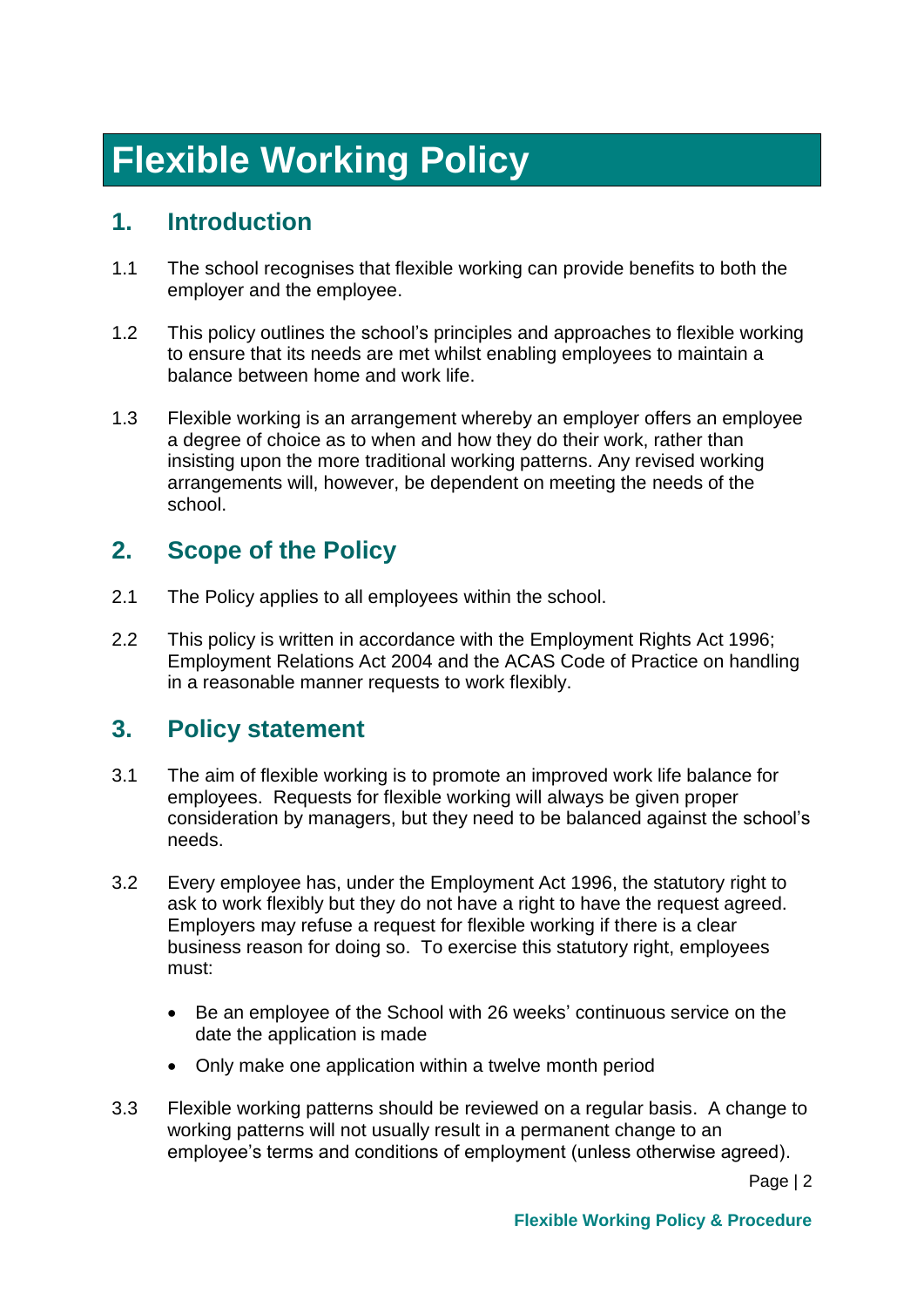# Flexible Working Policy

## 1. Introduction

1.1 The school recognises that flexible working can provide benefits to both the employer and the employee.

1.2 This policy outlines the school's principles and approaches to flexible working to ensure that its needs are met whilst enabling employees to maintain a balance between home and work life.

1.3 Flexible working is an arrangement whereby an employer offers an employee a degree of choice as to when and how they do their work, rather than insisting upon the more traditional working patterns. Any revised working arrangements will, however, be dependent on meeting the needs of the school.

## 2. Scope of the Policy

2.1 The Policy applies to all employees within the school.

2.2 This policy is written in accordance with the Employment Rights Act 1996; Employment Relations Act 2004 and the ACAS Code of Practice on handling in a reasonable manner requests to work flexibly.

## 3. Policy statement

3.1 The aim of flexible working is to promote an improved work life balance for employees. Requests for flexible working will always be given proper consideration by managers, but they need to be balanced against the school's needs.

3.2 Every employee has, under the Employment Act 1996, the statutory right to ask to work flexibly but they do not have a right to have the request agreed. Employers may refuse a request for flexible working if there is a clear business reason for doing so. To exercise this statutory right, employees must:

- Be an employee of the School with 26 weeks' continuous service on the date the application is made
- Only make one application within a twelve month period

3.3 Flexible working patterns should be reviewed on a regular basis. A change to working patterns will not usually result in a permanent change to an employee's terms and conditions of employment (unless otherwise agreed).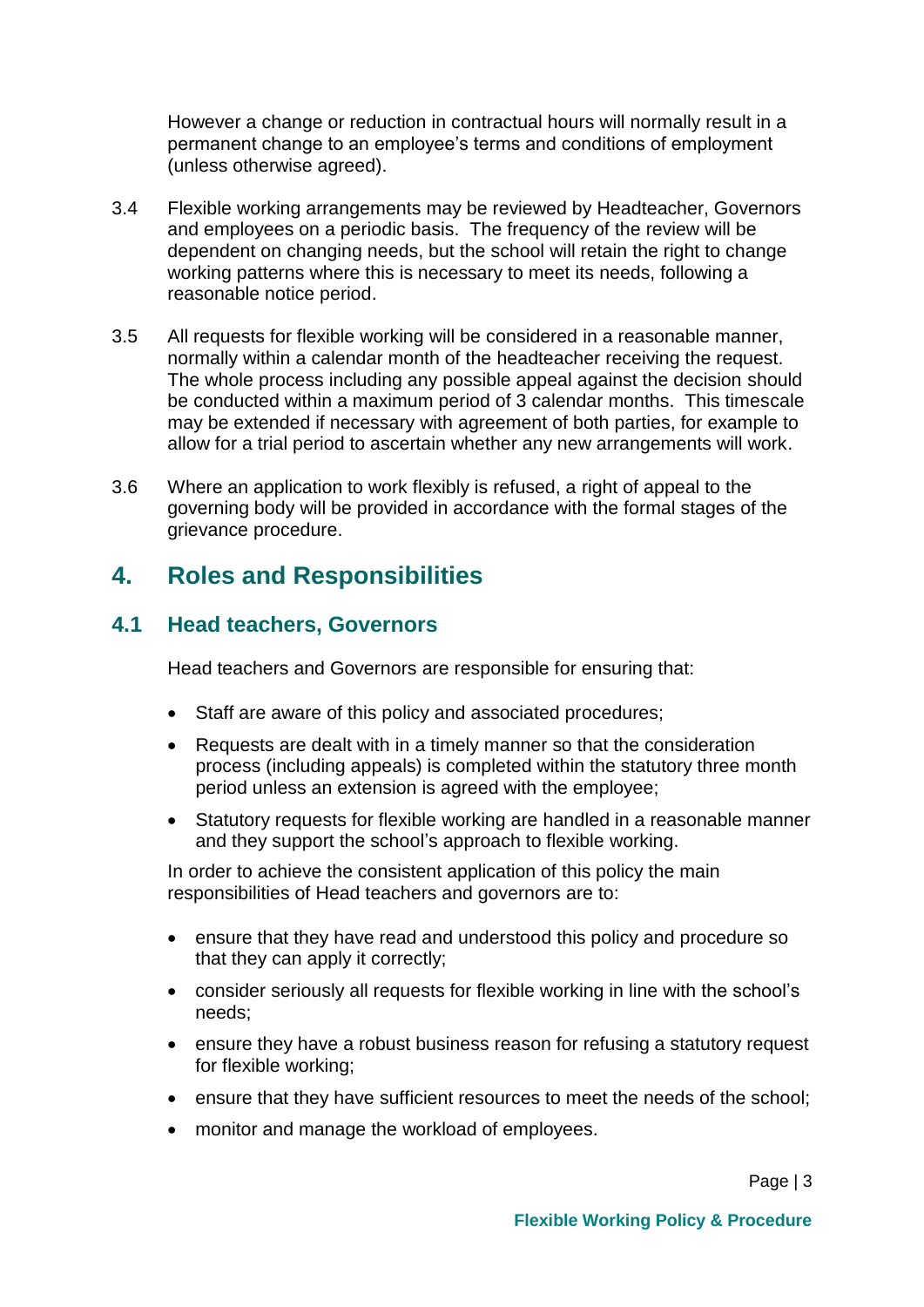However a change or reduction in contractual hours will normally result in a permanent change to an employee's terms and conditions of employment (unless otherwise agreed).

3.4 Flexible working arrangements may be reviewed by Headteacher, Governors and employees on a periodic basis. The frequency of the review will be dependent on changing needs, but the school will retain the right to change working patterns where this is necessary to meet its needs, following a reasonable notice period.

3.5 All requests for flexible working will be considered in a reasonable manner, normally within a calendar month of the headteacher receiving the request. The whole process including any possible appeal against the decision should be conducted within a maximum period of 3 calendar months. This timescale may be extended if necessary with agreement of both parties, for example to allow for a trial period to ascertain whether any new arrangements will work.

3.6 Where an application to work flexibly is refused, a right of appeal to the governing body will be provided in accordance with the formal stages of the grievance procedure.

## 4. Roles and Responsibilities

### 4.1 Head teachers, Governors

Head teachers and Governors are responsible for ensuring that:

- Staff are aware of this policy and associated procedures;
- Requests are dealt with in a timely manner so that the consideration process (including appeals) is completed within the statutory three month period unless an extension is agreed with the employee;
- Statutory requests for flexible working are handled in a reasonable manner and they support the school's approach to flexible working.

In order to achieve the consistent application of this policy the main responsibilities of Head teachers and governors are to:

- ensure that they have read and understood this policy and procedure so that they can apply it correctly;
- consider seriously all requests for flexible working in line with the school's needs;
- ensure they have a robust business reason for refusing a statutory request for flexible working;
- ensure that they have sufficient resources to meet the needs of the school;
- monitor and manage the workload of employees.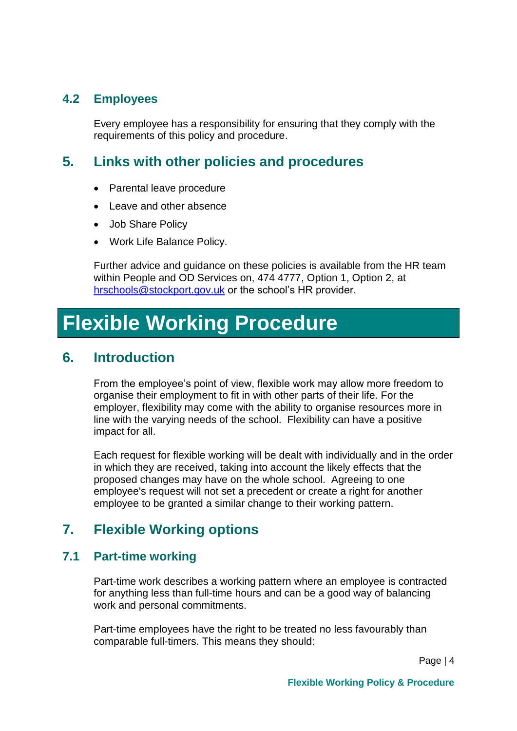### 4.2 Employees

Every employee has a responsibility for ensuring that they comply with the requirements of this policy and procedure.

## 5. Links with other policies and procedures

- Parental leave procedure
- Leave and other absence
- Job Share Policy
- Work Life Balance Policy.

Further advice and guidance on these policies is available from the HR team within People and OD Services on, 474 4777, Option 1, Option 2, at hrschools@stockport.gov.uk or the school's HR provider.

# Flexible Working Procedure

## 6. Introduction

From the employee's point of view, flexible work may allow more freedom to organise their employment to fit in with other parts of their life. For the employer, flexibility may come with the ability to organise resources more in line with the varying needs of the school. Flexibility can have a positive impact for all.

Each request for flexible working will be dealt with individually and in the order in which they are received, taking into account the likely effects that the proposed changes may have on the whole school. Agreeing to one employee's request will not set a precedent or create a right for another employee to be granted a similar change to their working pattern.

## 7. Flexible Working options

### 7.1 Part-time working

Part-time work describes a working pattern where an employee is contracted for anything less than full-time hours and can be a good way of balancing work and personal commitments.

Part-time employees have the right to be treated no less favourably than comparable full-timers. This means they should: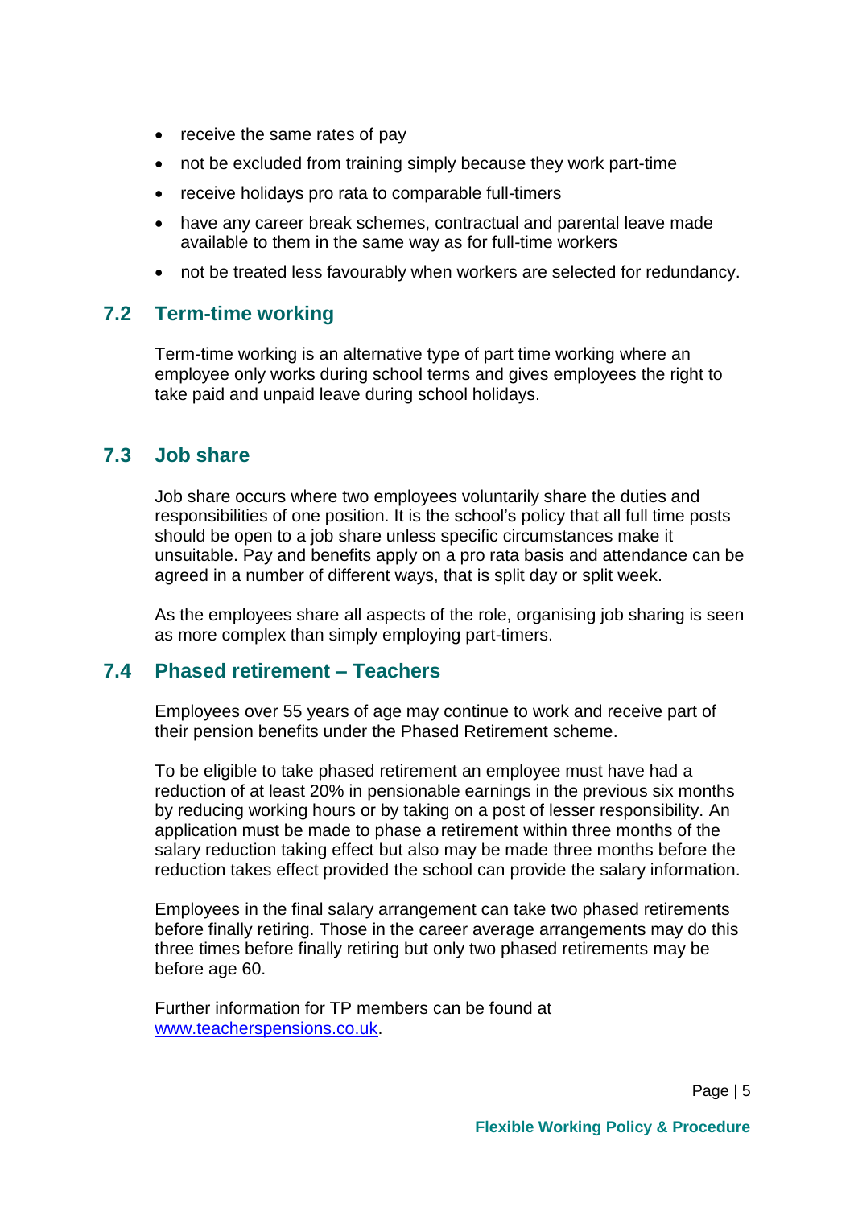- receive the same rates of pay
- not be excluded from training simply because they work part-time
- receive holidays pro rata to comparable full-timers
- have any career break schemes, contractual and parental leave made available to them in the same way as for full-time workers
- not be treated less favourably when workers are selected for redundancy.

## 7.2 Term-time working

Term-time working is an alternative type of part time working where an employee only works during school terms and gives employees the right to take paid and unpaid leave during school holidays.

## 7.3 Job share

Job share occurs where two employees voluntarily share the duties and responsibilities of one position. It is the school's policy that all full time posts should be open to a job share unless specific circumstances make it unsuitable. Pay and benefits apply on a pro rata basis and attendance can be agreed in a number of different ways, that is split day or split week.

As the employees share all aspects of the role, organising job sharing is seen as more complex than simply employing part-timers.

## 7.4 Phased retirement – Teachers

Employees over 55 years of age may continue to work and receive part of their pension benefits under the Phased Retirement scheme.

To be eligible to take phased retirement an employee must have had a reduction of at least 20% in pensionable earnings in the previous six months by reducing working hours or by taking on a post of lesser responsibility. An application must be made to phase a retirement within three months of the salary reduction taking effect but also may be made three months before the reduction takes effect provided the school can provide the salary information.

Employees in the final salary arrangement can take two phased retirements before finally retiring. Those in the career average arrangements may do this three times before finally retiring but only two phased retirements may be before age 60.

Further information for TP members can be found at [www.teacherspensions.co.uk](http://www.teacherspensions.co.uk).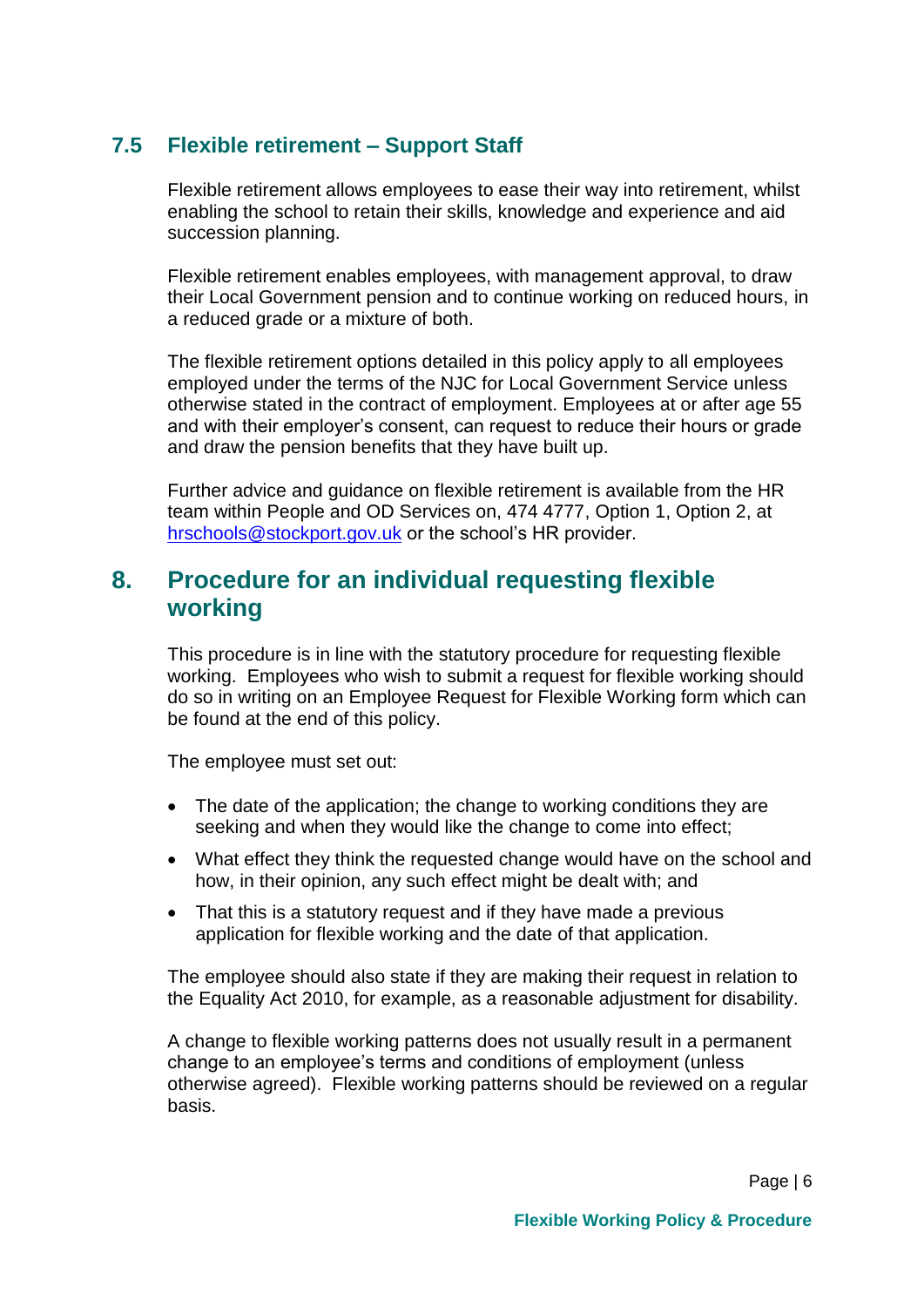### 7.5 Flexible retirement – Support Staff

Flexible retirement allows employees to ease their way into retirement, whilst enabling the school to retain their skills, knowledge and experience and aid succession planning.

Flexible retirement enables employees, with management approval, to draw their Local Government pension and to continue working on reduced hours, in a reduced grade or a mixture of both.

The flexible retirement options detailed in this policy apply to all employees employed under the terms of the NJC for Local Government Service unless otherwise stated in the contract of employment. Employees at or after age 55 and with their employer's consent, can request to reduce their hours or grade and draw the pension benefits that they have built up.

Further advice and guidance on flexible retirement is available from the HR team within People and OD Services on, 474 4777, Option 1, Option 2, at hrschools@stockport.gov.uk or the school's HR provider.

## 8. Procedure for an individual requesting flexible working

This procedure is in line with the statutory procedure for requesting flexible working. Employees who wish to submit a request for flexible working should do so in writing on an Employee Request for Flexible Working form which can be found at the end of this policy.

The employee must set out:

- The date of the application; the change to working conditions they are seeking and when they would like the change to come into effect;
- What effect they think the requested change would have on the school and how, in their opinion, any such effect might be dealt with; and
- That this is a statutory request and if they have made a previous application for flexible working and the date of that application.

The employee should also state if they are making their request in relation to the Equality Act 2010, for example, as a reasonable adjustment for disability.

A change to flexible working patterns does not usually result in a permanent change to an employee's terms and conditions of employment (unless otherwise agreed). Flexible working patterns should be reviewed on a regular basis.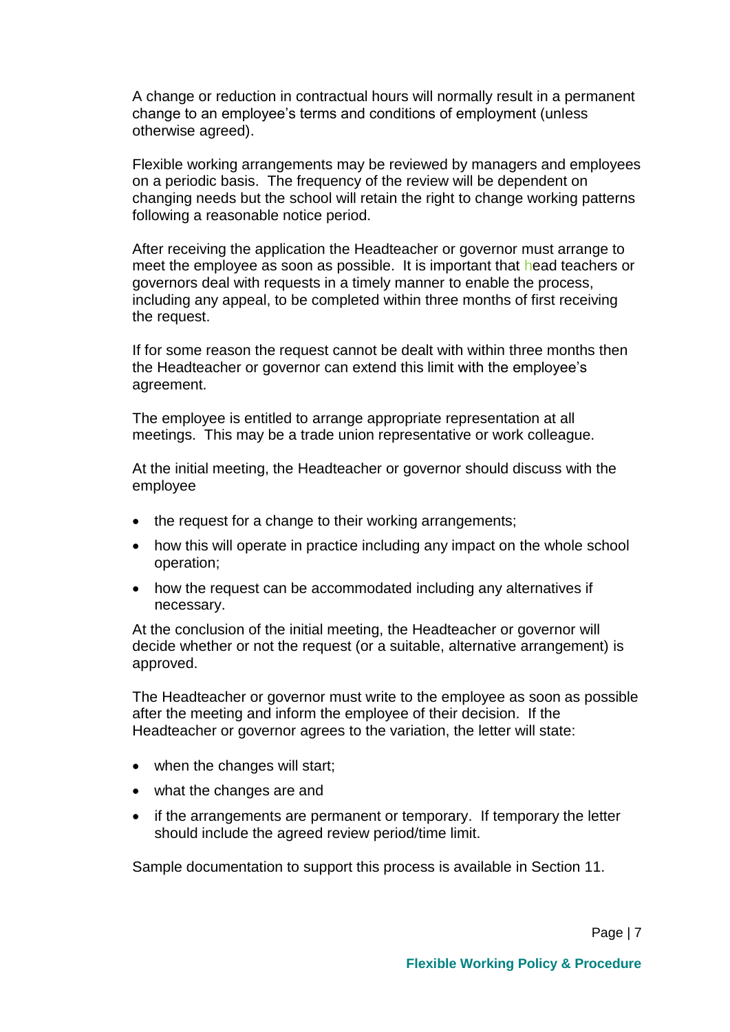A change or reduction in contractual hours will normally result in a permanent change to an employee's terms and conditions of employment (unless otherwise agreed).

Flexible working arrangements may be reviewed by managers and employees on a periodic basis. The frequency of the review will be dependent on changing needs but the school will retain the right to change working patterns following a reasonable notice period.

After receiving the application the Headteacher or governor must arrange to meet the employee as soon as possible. It is important that head teachers or governors deal with requests in a timely manner to enable the process, including any appeal, to be completed within three months of first receiving the request.

If for some reason the request cannot be dealt with within three months then the Headteacher or governor can extend this limit with the employee's agreement.

The employee is entitled to arrange appropriate representation at all meetings. This may be a trade union representative or work colleague.

At the initial meeting, the Headteacher or governor should discuss with the employee

- the request for a change to their working arrangements;
- how this will operate in practice including any impact on the whole school operation;
- how the request can be accommodated including any alternatives if necessary.

At the conclusion of the initial meeting, the Headteacher or governor will decide whether or not the request (or a suitable, alternative arrangement) is approved.

The Headteacher or governor must write to the employee as soon as possible after the meeting and inform the employee of their decision. If the Headteacher or governor agrees to the variation, the letter will state:

- when the changes will start;
- what the changes are and
- if the arrangements are permanent or temporary. If temporary the letter should include the agreed review period/time limit.

Sample documentation to support this process is available in Section 11.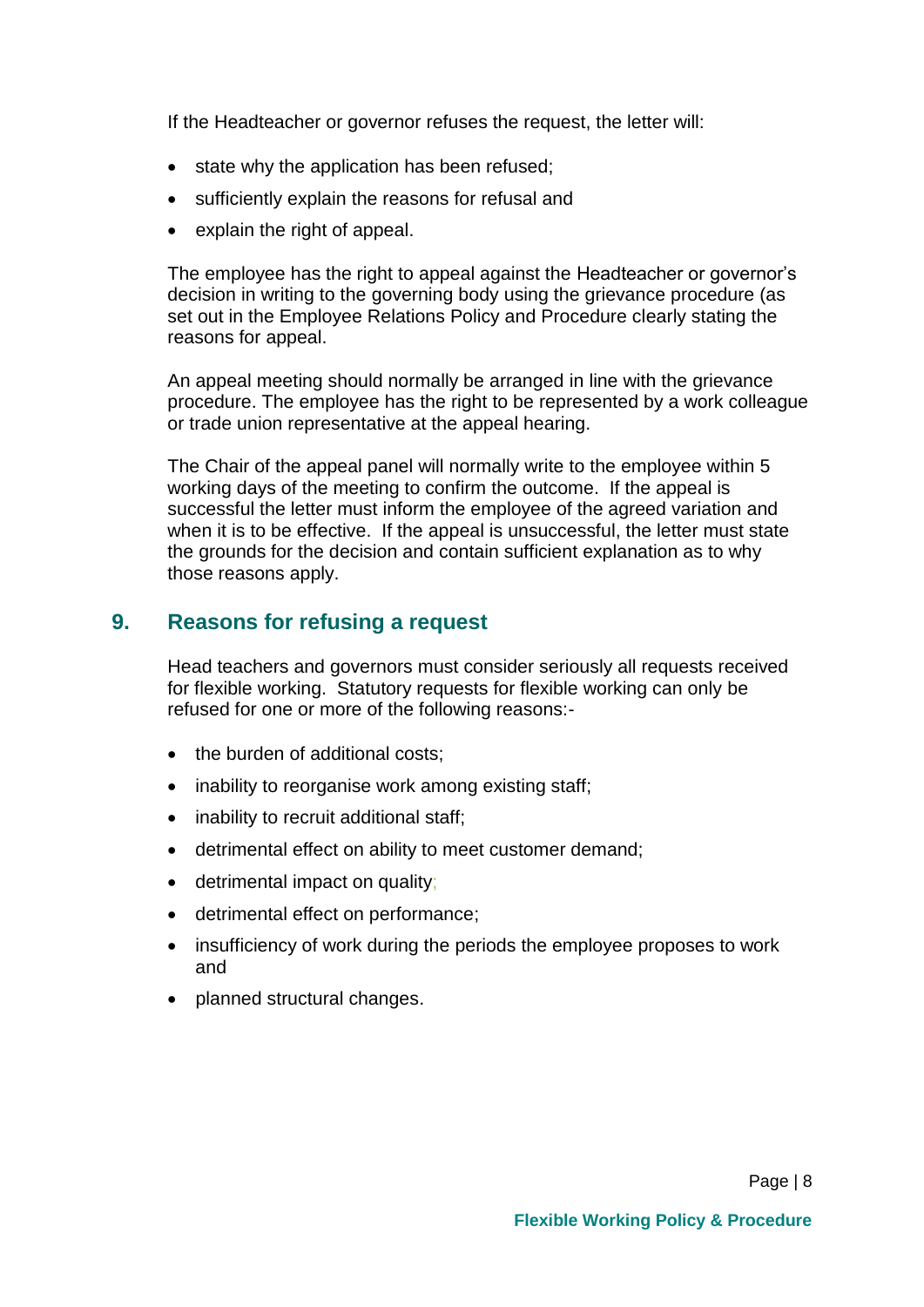If the Headteacher or governor refuses the request, the letter will:

- state why the application has been refused;
- sufficiently explain the reasons for refusal and
- explain the right of appeal.

The employee has the right to appeal against the Headteacher or governor's decision in writing to the governing body using the grievance procedure (as set out in the Employee Relations Policy and Procedure clearly stating the reasons for appeal.

An appeal meeting should normally be arranged in line with the grievance procedure. The employee has the right to be represented by a work colleague or trade union representative at the appeal hearing.

The Chair of the appeal panel will normally write to the employee within 5 working days of the meeting to confirm the outcome. If the appeal is successful the letter must inform the employee of the agreed variation and when it is to be effective. If the appeal is unsuccessful, the letter must state the grounds for the decision and contain sufficient explanation as to why those reasons apply.

## 9. Reasons for refusing a request

Head teachers and governors must consider seriously all requests received for flexible working. Statutory requests for flexible working can only be refused for one or more of the following reasons:-

- the burden of additional costs;
- inability to reorganise work among existing staff;
- inability to recruit additional staff;
- detrimental effect on ability to meet customer demand;
- detrimental impact on quality;
- detrimental effect on performance;
- insufficiency of work during the periods the employee proposes to work and
- planned structural changes.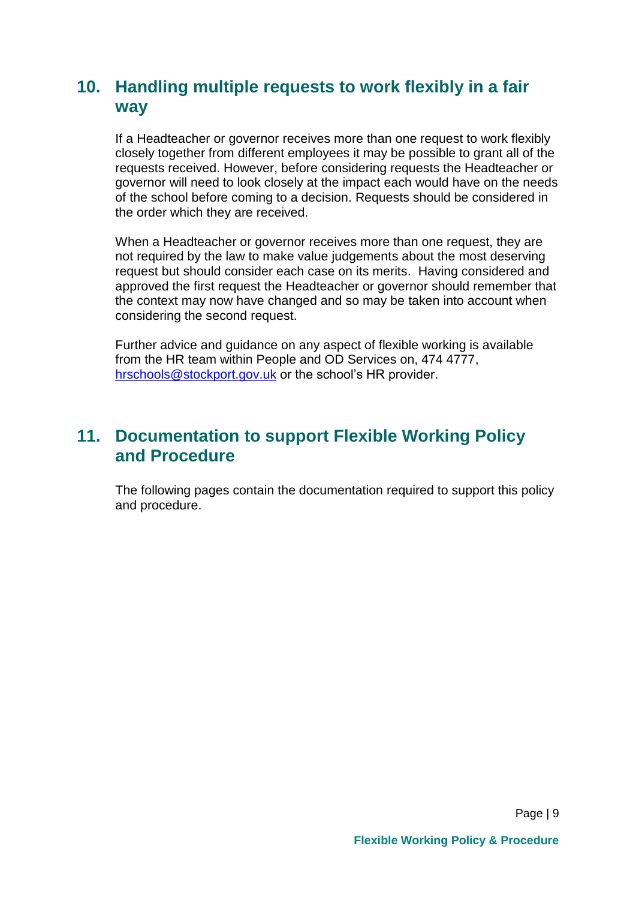## 10. Handling multiple requests to work flexibly in a fair way

If a Headteacher or governor receives more than one request to work flexibly closely together from different employees it may be possible to grant all of the requests received. However, before considering requests the Headteacher or governor will need to look closely at the impact each would have on the needs of the school before coming to a decision. Requests should be considered in the order which they are received.

When a Headteacher or governor receives more than one request, they are not required by the law to make value judgements about the most deserving request but should consider each case on its merits. Having considered and approved the first request the Headteacher or governor should remember that the context may now have changed and so may be taken into account when considering the second request.

Further advice and guidance on any aspect of flexible working is available from the HR team within People and OD Services on, 474 4777, hrschools@stockport.gov.uk or the school's HR provider.

## 11. Documentation to support Flexible Working Policy and Procedure

The following pages contain the documentation required to support this policy and procedure.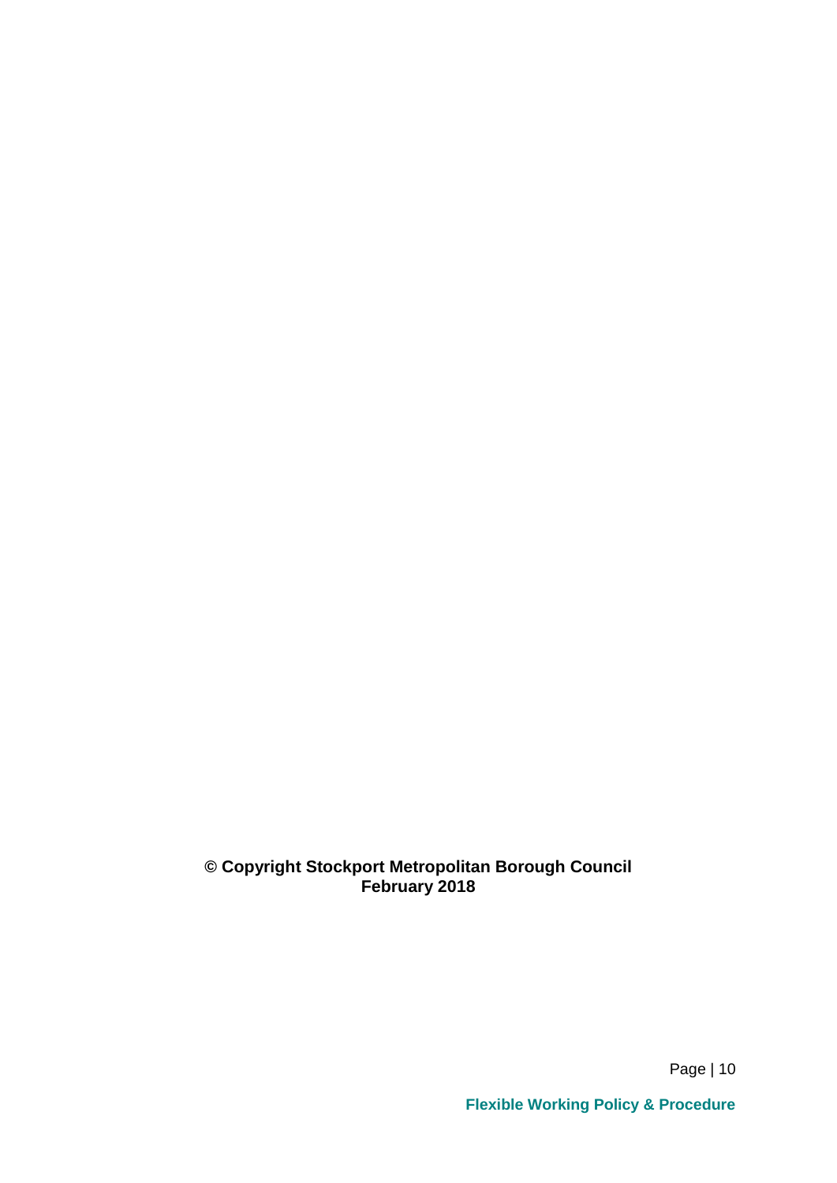**© Copyright Stockport Metropolitan Borough Council**
**February 2018**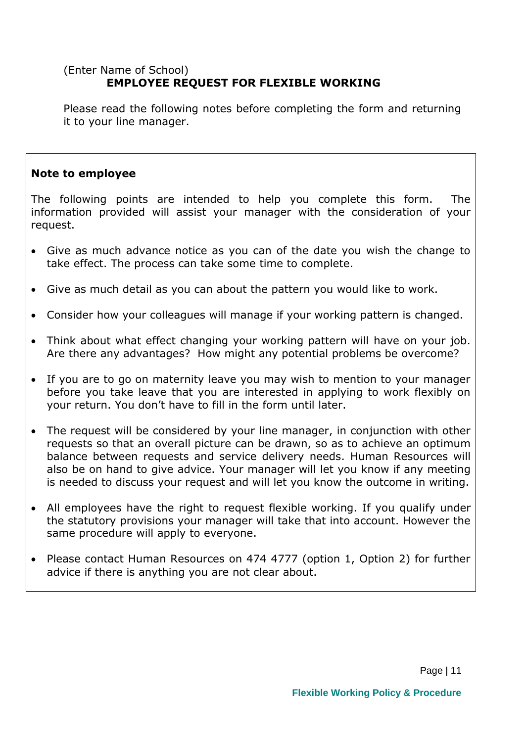(Enter Name of School)

# EMPLOYEE REQUEST FOR FLEXIBLE WORKING

Please read the following notes before completing the form and returning it to your line manager.

**Note to employee**

The following points are intended to help you complete this form. The information provided will assist your manager with the consideration of your request.

- Give as much advance notice as you can of the date you wish the change to take effect. The process can take some time to complete.
- Give as much detail as you can about the pattern you would like to work.
- Consider how your colleagues will manage if your working pattern is changed.
- Think about what effect changing your working pattern will have on your job. Are there any advantages? How might any potential problems be overcome?
- If you are to go on maternity leave you may wish to mention to your manager before you take leave that you are interested in applying to work flexibly on your return. You don't have to fill in the form until later.
- The request will be considered by your line manager, in conjunction with other requests so that an overall picture can be drawn, so as to achieve an optimum balance between requests and service delivery needs. Human Resources will also be on hand to give advice. Your manager will let you know if any meeting is needed to discuss your request and will let you know the outcome in writing.
- All employees have the right to request flexible working. If you qualify under the statutory provisions your manager will take that into account. However the same procedure will apply to everyone.
- Please contact Human Resources on 474 4777 (option 1, Option 2) for further advice if there is anything you are not clear about.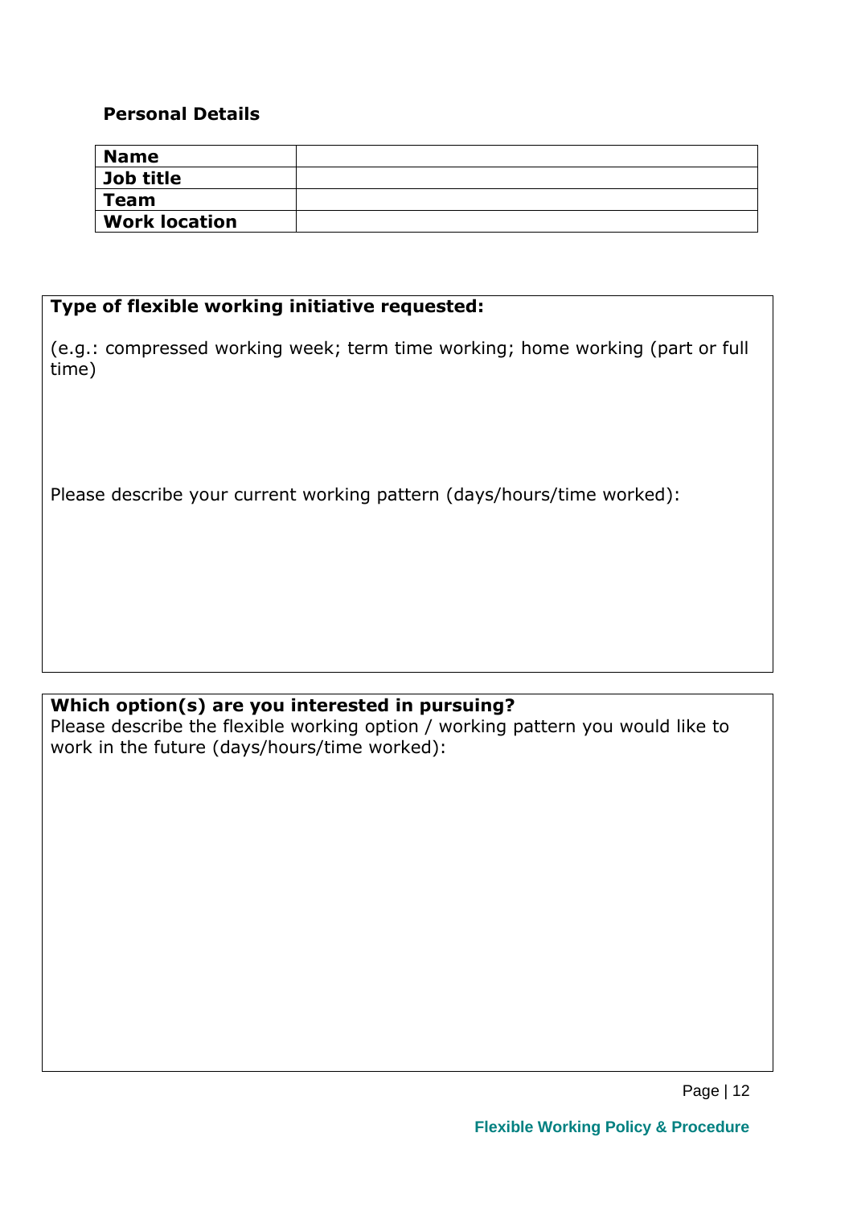**Personal Details**

| **Name** | |
|---|---|
| **Job title** | |
| **Team** | |
| **Work location** | |

**Type of flexible working initiative requested:**

(e.g.: compressed working week; term time working; home working (part or full time)

Please describe your current working pattern (days/hours/time worked):

**Which option(s) are you interested in pursuing?**

Please describe the flexible working option / working pattern you would like to work in the future (days/hours/time worked):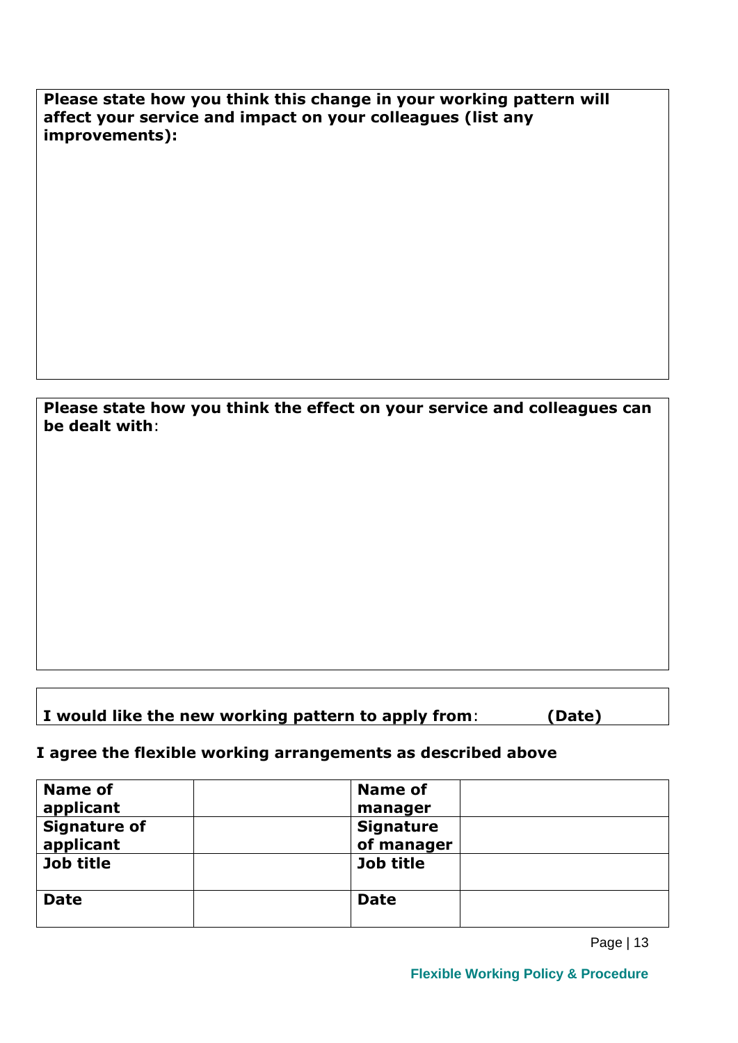| **Please state how you think this change in your working pattern will affect your service and impact on your colleagues (list any improvements):** |
| --- |
| |

| **Please state how you think the effect on your service and colleagues can be dealt with**: |
| --- |
| |

| **I would like the new working pattern to apply from**: **(Date)** |
| --- |

**I agree the flexible working arrangements as described above**

| **Name of applicant** | | **Name of manager** | |
| --- | --- | --- | --- |
| **Signature of applicant** | | **Signature of manager** | |
| **Job title** | | **Job title** | |
| **Date** | | **Date** | |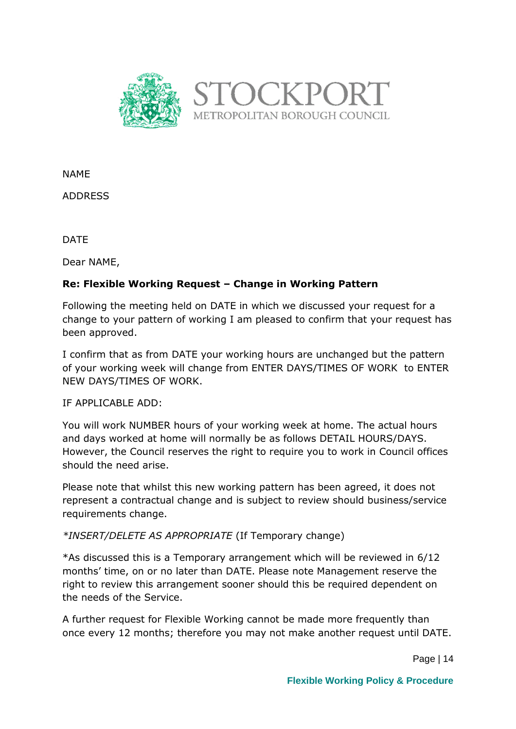STOCKPORT
METROPOLITAN BOROUGH COUNCIL

NAME

ADDRESS

DATE

Dear NAME,

**Re: Flexible Working Request – Change in Working Pattern**

Following the meeting held on DATE in which we discussed your request for a change to your pattern of working I am pleased to confirm that your request has been approved.

I confirm that as from DATE your working hours are unchanged but the pattern of your working week will change from ENTER DAYS/TIMES OF WORK to ENTER NEW DAYS/TIMES OF WORK.

IF APPLICABLE ADD:

You will work NUMBER hours of your working week at home. The actual hours and days worked at home will normally be as follows DETAIL HOURS/DAYS. However, the Council reserves the right to require you to work in Council offices should the need arise.

Please note that whilst this new working pattern has been agreed, it does not represent a contractual change and is subject to review should business/service requirements change.

*\*INSERT/DELETE AS APPROPRIATE* (If Temporary change)

*As discussed this is a Temporary arrangement which will be reviewed in 6/12 months' time, on or no later than DATE. Please note Management reserve the right to review this arrangement sooner should this be required dependent on the needs of the Service.

A further request for Flexible Working cannot be made more frequently than once every 12 months; therefore you may not make another request until DATE.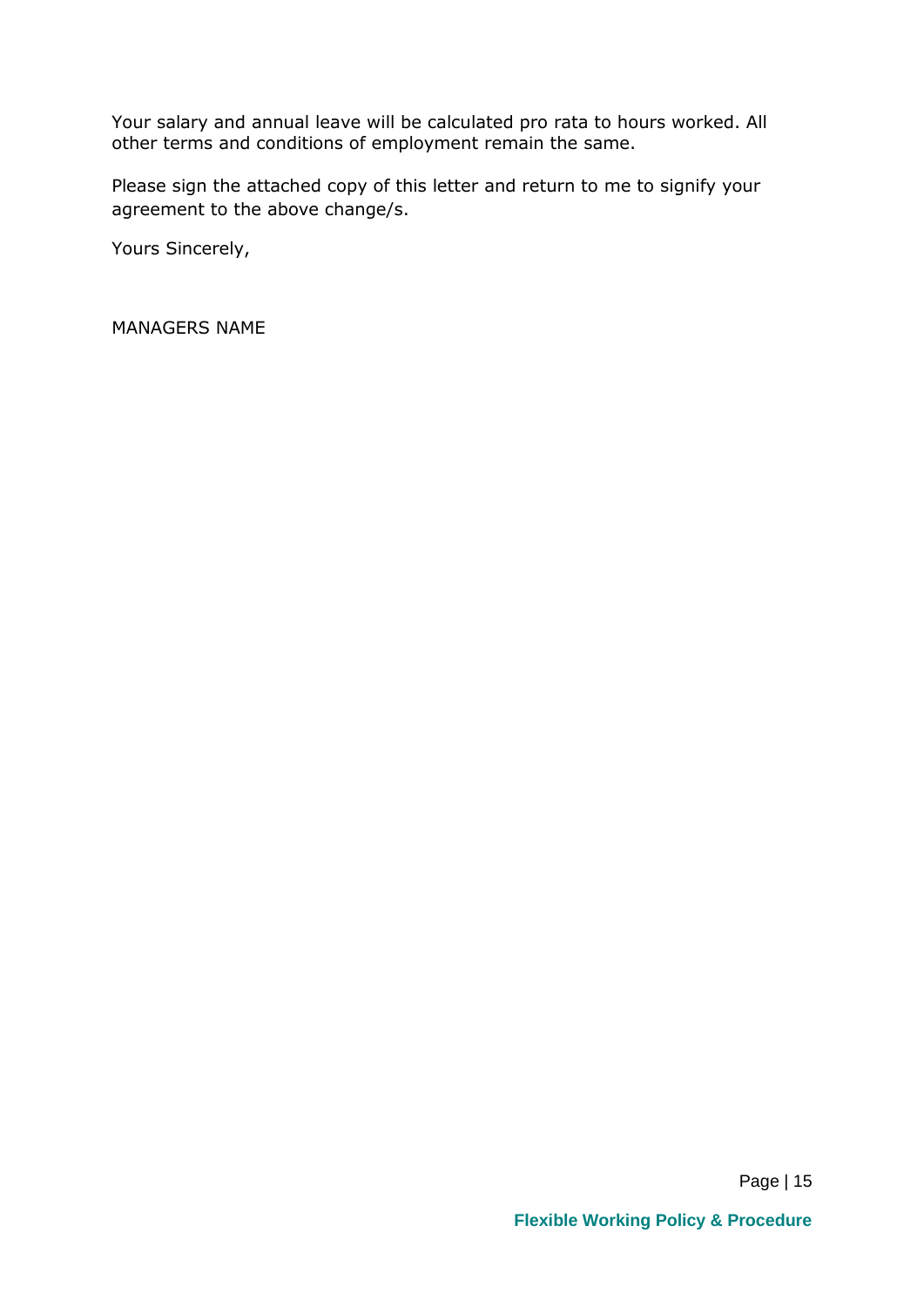Your salary and annual leave will be calculated pro rata to hours worked. All other terms and conditions of employment remain the same.

Please sign the attached copy of this letter and return to me to signify your agreement to the above change/s.

Yours Sincerely,

MANAGERS NAME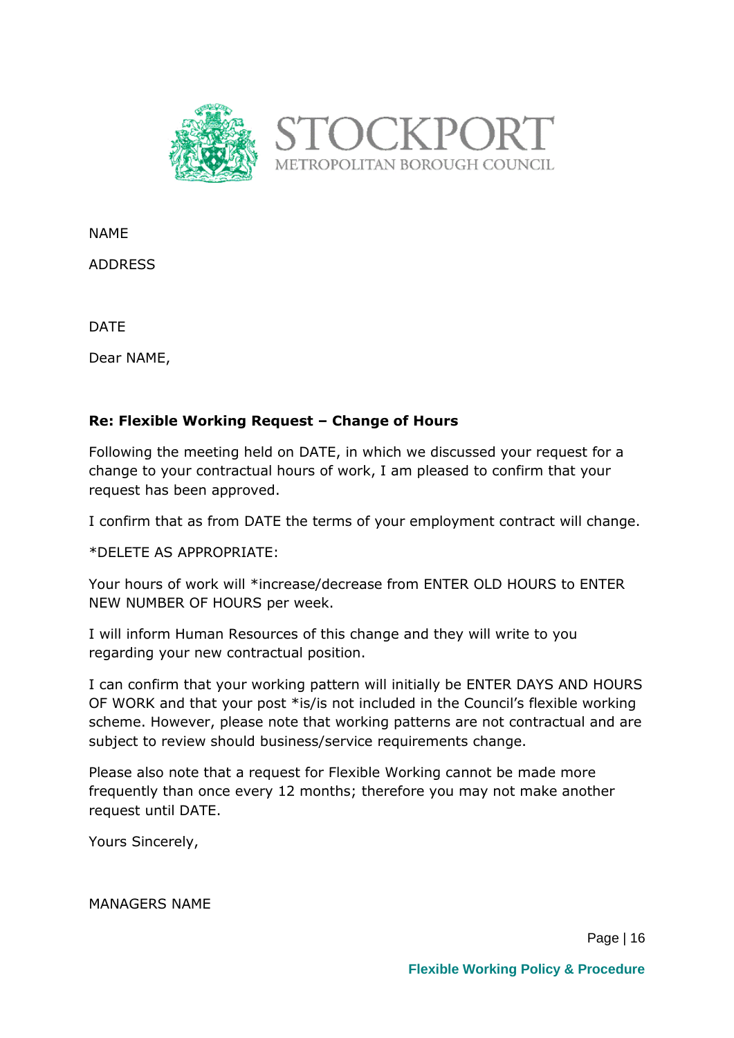NAME

ADDRESS

DATE

Dear NAME,

**Re: Flexible Working Request – Change of Hours**

Following the meeting held on DATE, in which we discussed your request for a change to your contractual hours of work, I am pleased to confirm that your request has been approved.

I confirm that as from DATE the terms of your employment contract will change.

*DELETE AS APPROPRIATE:

Your hours of work will *increase/decrease from ENTER OLD HOURS to ENTER NEW NUMBER OF HOURS per week.

I will inform Human Resources of this change and they will write to you regarding your new contractual position.

I can confirm that your working pattern will initially be ENTER DAYS AND HOURS OF WORK and that your post *is/is not included in the Council's flexible working scheme. However, please note that working patterns are not contractual and are subject to review should business/service requirements change.

Please also note that a request for Flexible Working cannot be made more frequently than once every 12 months; therefore you may not make another request until DATE.

Yours Sincerely,

MANAGERS NAME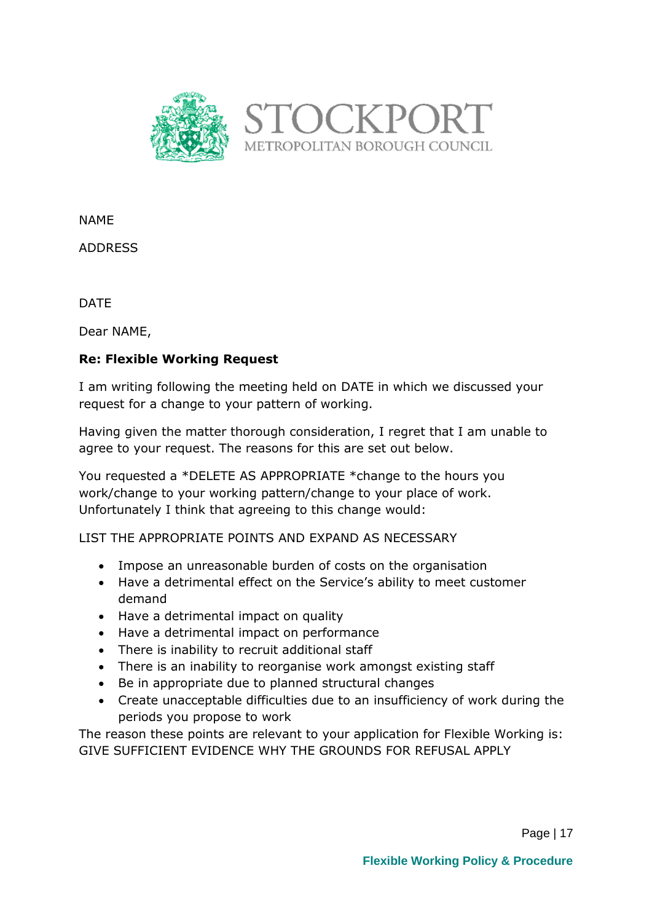STOCKPORT
METROPOLITAN BOROUGH COUNCIL

NAME

ADDRESS

DATE

Dear NAME,

**Re: Flexible Working Request**

I am writing following the meeting held on DATE in which we discussed your request for a change to your pattern of working.

Having given the matter thorough consideration, I regret that I am unable to agree to your request. The reasons for this are set out below.

You requested a *DELETE AS APPROPRIATE *change to the hours you work/change to your working pattern/change to your place of work. Unfortunately I think that agreeing to this change would:

LIST THE APPROPRIATE POINTS AND EXPAND AS NECESSARY

- Impose an unreasonable burden of costs on the organisation
- Have a detrimental effect on the Service's ability to meet customer demand
- Have a detrimental impact on quality
- Have a detrimental impact on performance
- There is inability to recruit additional staff
- There is an inability to reorganise work amongst existing staff
- Be in appropriate due to planned structural changes
- Create unacceptable difficulties due to an insufficiency of work during the periods you propose to work

The reason these points are relevant to your application for Flexible Working is: GIVE SUFFICIENT EVIDENCE WHY THE GROUNDS FOR REFUSAL APPLY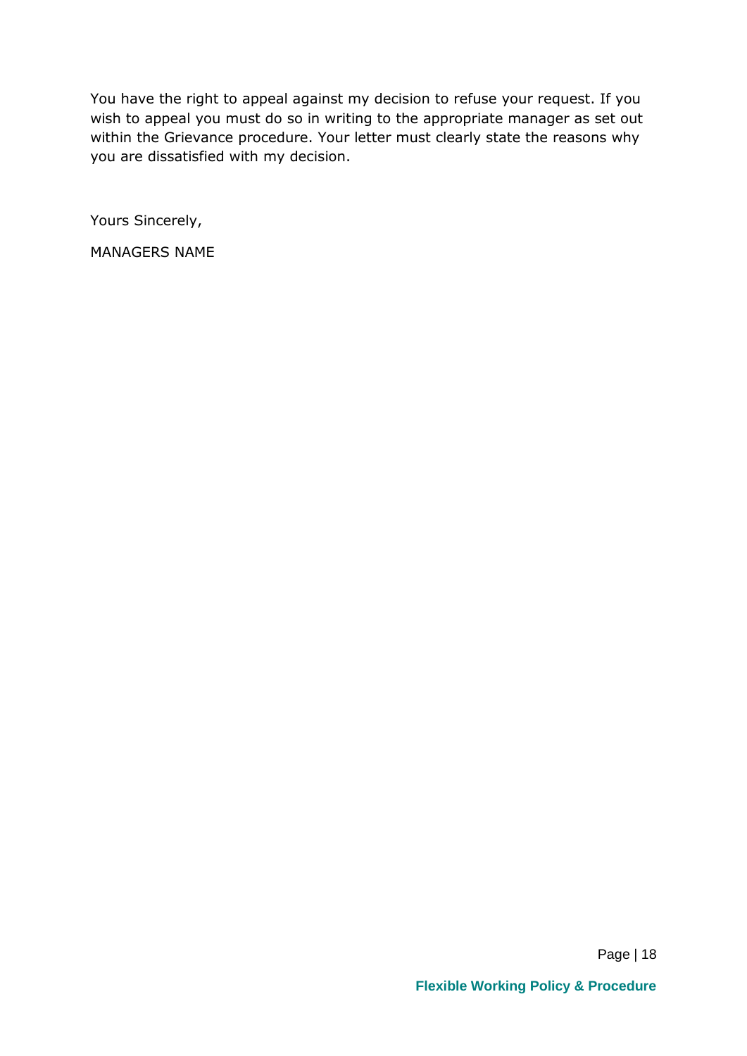You have the right to appeal against my decision to refuse your request. If you wish to appeal you must do so in writing to the appropriate manager as set out within the Grievance procedure. Your letter must clearly state the reasons why you are dissatisfied with my decision.

Yours Sincerely,

MANAGERS NAME